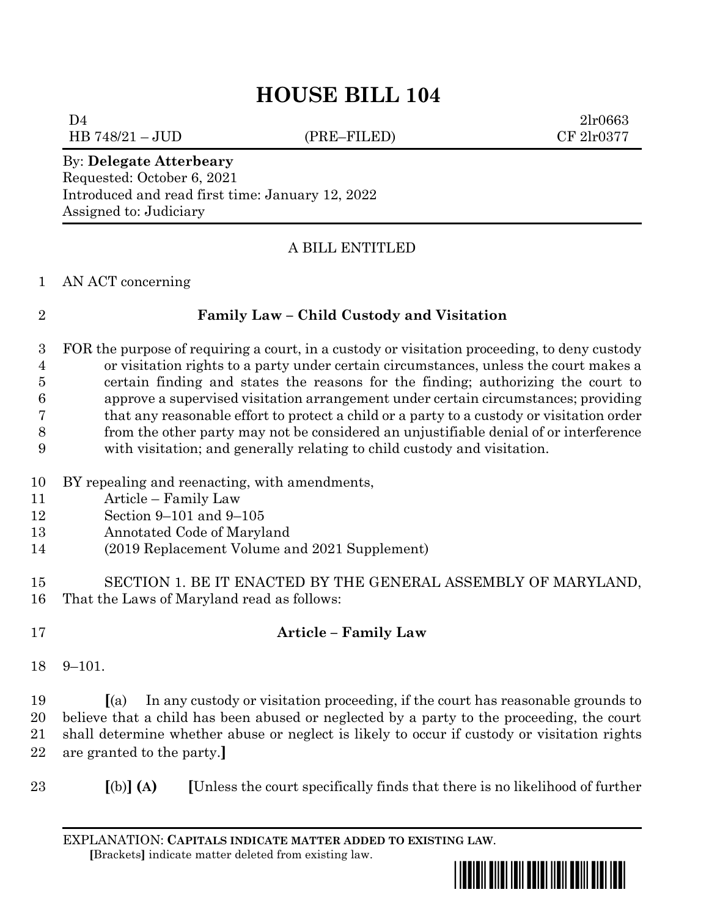# HOUSE BILL 104

D4 2lr0663
HB 748/21 – JUD (PRE–FILED) CF 2lr0377

By: **Delegate Atterbeary**
Requested: October 6, 2021
Introduced and read first time: January 12, 2022
Assigned to: Judiciary

A BILL ENTITLED

1 AN ACT concerning

2 **Family Law – Child Custody and Visitation**

3 FOR the purpose of requiring a court, in a custody or visitation proceeding, to deny custody
4 or visitation rights to a party under certain circumstances, unless the court makes a
5 certain finding and states the reasons for the finding; authorizing the court to
6 approve a supervised visitation arrangement under certain circumstances; providing
7 that any reasonable effort to protect a child or a party to a custody or visitation order
8 from the other party may not be considered an unjustifiable denial of or interference
9 with visitation; and generally relating to child custody and visitation.

10 BY repealing and reenacting, with amendments,
11 Article – Family Law
12 Section 9–101 and 9–105
13 Annotated Code of Maryland
14 (2019 Replacement Volume and 2021 Supplement)

15 SECTION 1. BE IT ENACTED BY THE GENERAL ASSEMBLY OF MARYLAND,
16 That the Laws of Maryland read as follows:

17 **Article – Family Law**

18 9–101.

19 **[**(a) In any custody or visitation proceeding, if the court has reasonable grounds to
20 believe that a child has been abused or neglected by a party to the proceeding, the court
21 shall determine whether abuse or neglect is likely to occur if custody or visitation rights
22 are granted to the party.**]**

23 **[**(b)**] (A)** **[**Unless the court specifically finds that there is no likelihood of further

EXPLANATION: **CAPITALS INDICATE MATTER ADDED TO EXISTING LAW**.
**[**Brackets**]** indicate matter deleted from existing law.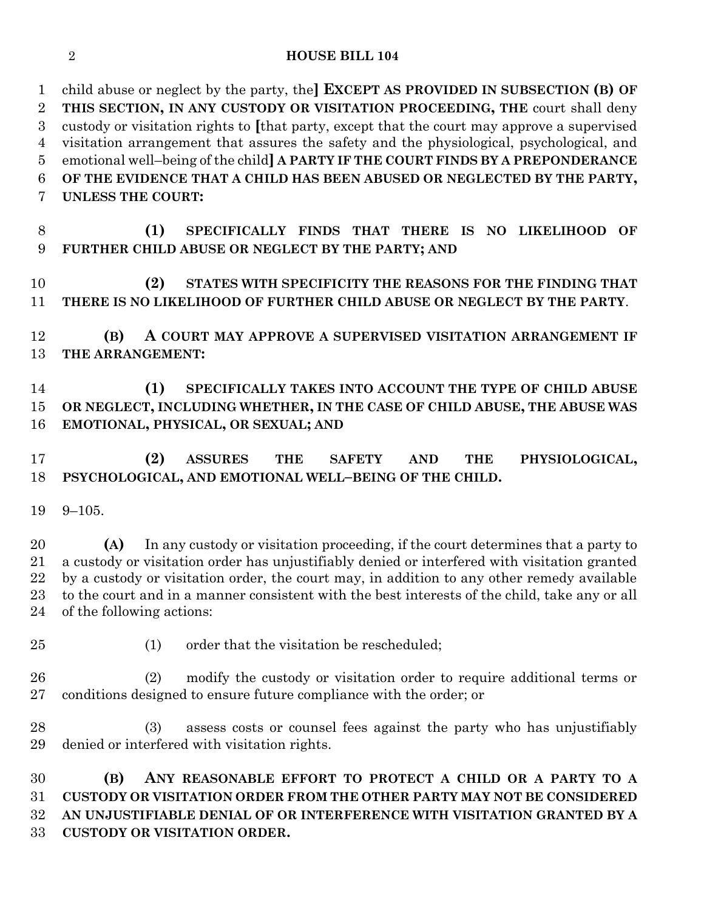child abuse or neglect by the party, the] **EXCEPT AS PROVIDED IN SUBSECTION (B) OF THIS SECTION, IN ANY CUSTODY OR VISITATION PROCEEDING, THE** court shall deny custody or visitation rights to [that party, except that the court may approve a supervised visitation arrangement that assures the safety and the physiological, psychological, and emotional well–being of the child] **A PARTY IF THE COURT FINDS BY A PREPONDERANCE OF THE EVIDENCE THAT A CHILD HAS BEEN ABUSED OR NEGLECTED BY THE PARTY, UNLESS THE COURT:**

**(1) SPECIFICALLY FINDS THAT THERE IS NO LIKELIHOOD OF FURTHER CHILD ABUSE OR NEGLECT BY THE PARTY; AND**

**(2) STATES WITH SPECIFICITY THE REASONS FOR THE FINDING THAT THERE IS NO LIKELIHOOD OF FURTHER CHILD ABUSE OR NEGLECT BY THE PARTY**.

**(B) A COURT MAY APPROVE A SUPERVISED VISITATION ARRANGEMENT IF THE ARRANGEMENT:**

**(1) SPECIFICALLY TAKES INTO ACCOUNT THE TYPE OF CHILD ABUSE OR NEGLECT, INCLUDING WHETHER, IN THE CASE OF CHILD ABUSE, THE ABUSE WAS EMOTIONAL, PHYSICAL, OR SEXUAL; AND**

**(2) ASSURES THE SAFETY AND THE PHYSIOLOGICAL, PSYCHOLOGICAL, AND EMOTIONAL WELL–BEING OF THE CHILD.**

9–105.

**(A)** In any custody or visitation proceeding, if the court determines that a party to a custody or visitation order has unjustifiably denied or interfered with visitation granted by a custody or visitation order, the court may, in addition to any other remedy available to the court and in a manner consistent with the best interests of the child, take any or all of the following actions:

(1) order that the visitation be rescheduled;

(2) modify the custody or visitation order to require additional terms or conditions designed to ensure future compliance with the order; or

(3) assess costs or counsel fees against the party who has unjustifiably denied or interfered with visitation rights.

**(B) ANY REASONABLE EFFORT TO PROTECT A CHILD OR A PARTY TO A CUSTODY OR VISITATION ORDER FROM THE OTHER PARTY MAY NOT BE CONSIDERED AN UNJUSTIFIABLE DENIAL OF OR INTERFERENCE WITH VISITATION GRANTED BY A CUSTODY OR VISITATION ORDER.**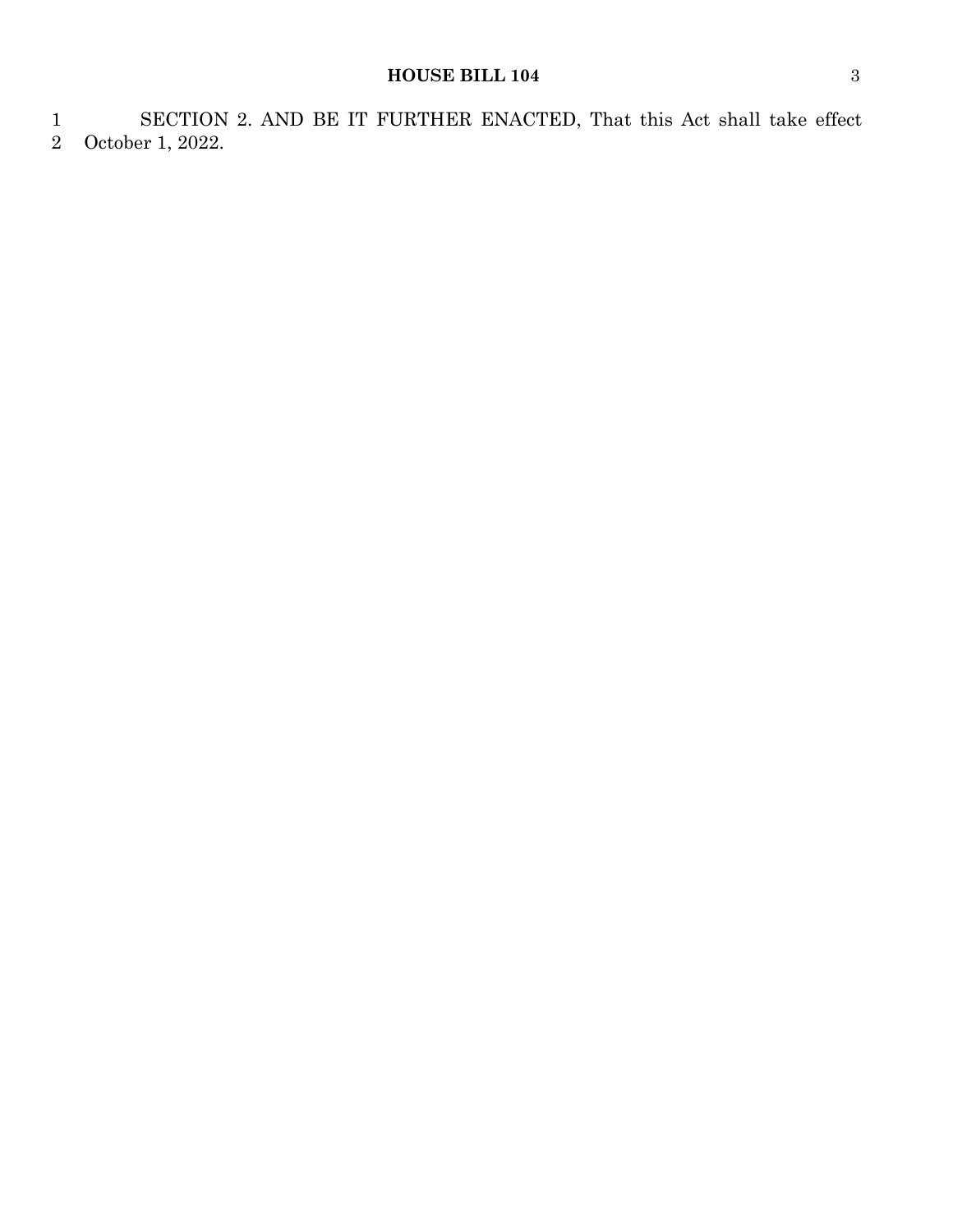SECTION 2. AND BE IT FURTHER ENACTED, That this Act shall take effect October 1, 2022.